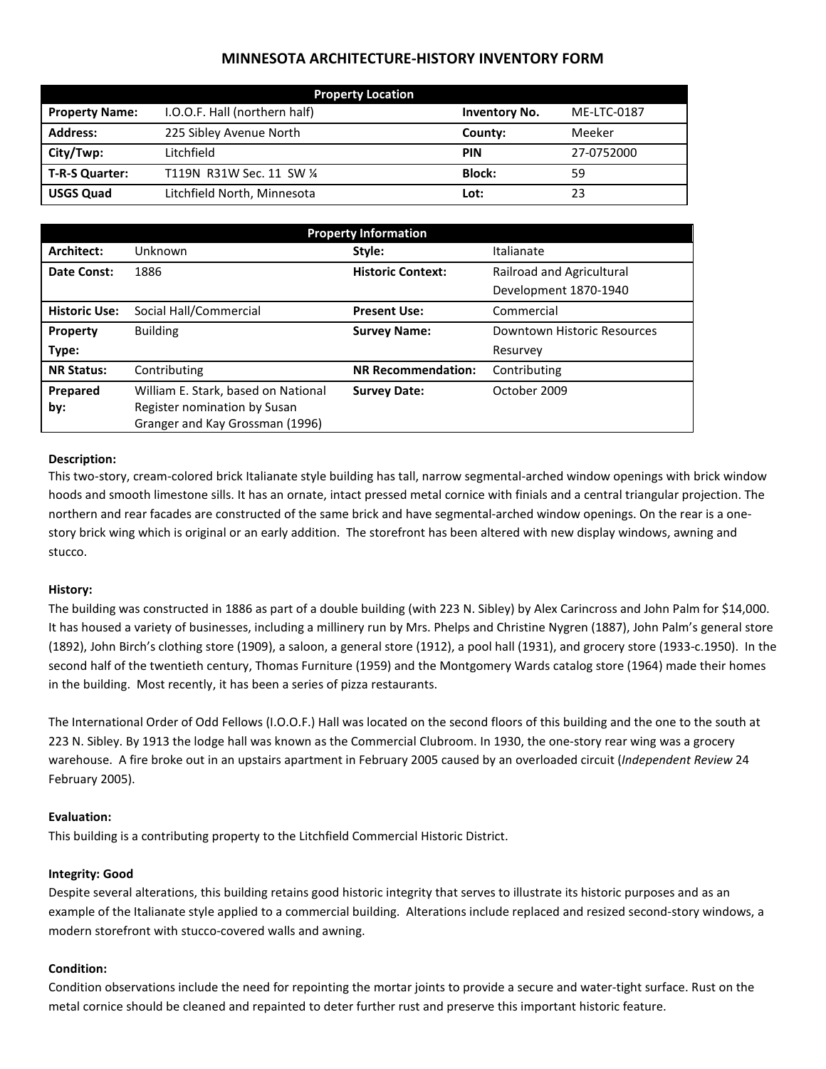# MINNESOTA ARCHITECTURE-HISTORY INVENTORY FORM

| Property Location | | | |
|---|---|---|---|
| **Property Name:** | I.O.O.F. Hall (northern half) | **Inventory No.** | ME-LTC-0187 |
| **Address:** | 225 Sibley Avenue North | **County:** | Meeker |
| **City/Twp:** | Litchfield | **PIN** | 27-0752000 |
| **T-R-S Quarter:** | T119N R31W Sec. 11 SW ¼ | **Block:** | 59 |
| **USGS Quad** | Litchfield North, Minnesota | **Lot:** | 23 |

| Property Information | | | |
|---|---|---|---|
| **Architect:** | Unknown | **Style:** | Italianate |
| **Date Const:** | 1886 | **Historic Context:** | Railroad and Agricultural Development 1870-1940 |
| **Historic Use:** | Social Hall/Commercial | **Present Use:** | Commercial |
| **Property Type:** | Building | **Survey Name:** | Downtown Historic Resources Resurvey |
| **NR Status:** | Contributing | **NR Recommendation:** | Contributing |
| **Prepared by:** | William E. Stark, based on National Register nomination by Susan Granger and Kay Grossman (1996) | **Survey Date:** | October 2009 |

**Description:**

This two-story, cream-colored brick Italianate style building has tall, narrow segmental-arched window openings with brick window hoods and smooth limestone sills. It has an ornate, intact pressed metal cornice with finials and a central triangular projection. The northern and rear facades are constructed of the same brick and have segmental-arched window openings. On the rear is a one-story brick wing which is original or an early addition. The storefront has been altered with new display windows, awning and stucco.

**History:**

The building was constructed in 1886 as part of a double building (with 223 N. Sibley) by Alex Carincross and John Palm for $14,000. It has housed a variety of businesses, including a millinery run by Mrs. Phelps and Christine Nygren (1887), John Palm's general store (1892), John Birch's clothing store (1909), a saloon, a general store (1912), a pool hall (1931), and grocery store (1933-c.1950). In the second half of the twentieth century, Thomas Furniture (1959) and the Montgomery Wards catalog store (1964) made their homes in the building. Most recently, it has been a series of pizza restaurants.

The International Order of Odd Fellows (I.O.O.F.) Hall was located on the second floors of this building and the one to the south at 223 N. Sibley. By 1913 the lodge hall was known as the Commercial Clubroom. In 1930, the one-story rear wing was a grocery warehouse. A fire broke out in an upstairs apartment in February 2005 caused by an overloaded circuit (*Independent Review* 24 February 2005).

**Evaluation:**

This building is a contributing property to the Litchfield Commercial Historic District.

**Integrity: Good**

Despite several alterations, this building retains good historic integrity that serves to illustrate its historic purposes and as an example of the Italianate style applied to a commercial building. Alterations include replaced and resized second-story windows, a modern storefront with stucco-covered walls and awning.

**Condition:**

Condition observations include the need for repointing the mortar joints to provide a secure and water-tight surface. Rust on the metal cornice should be cleaned and repainted to deter further rust and preserve this important historic feature.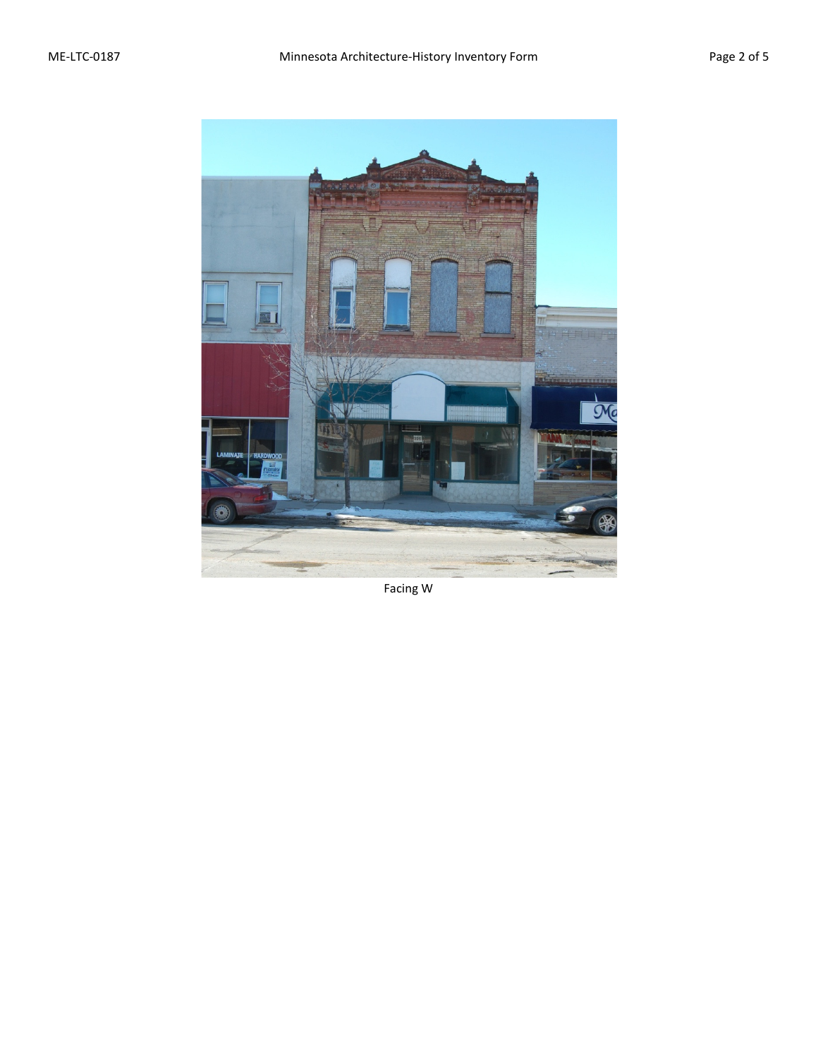Facing W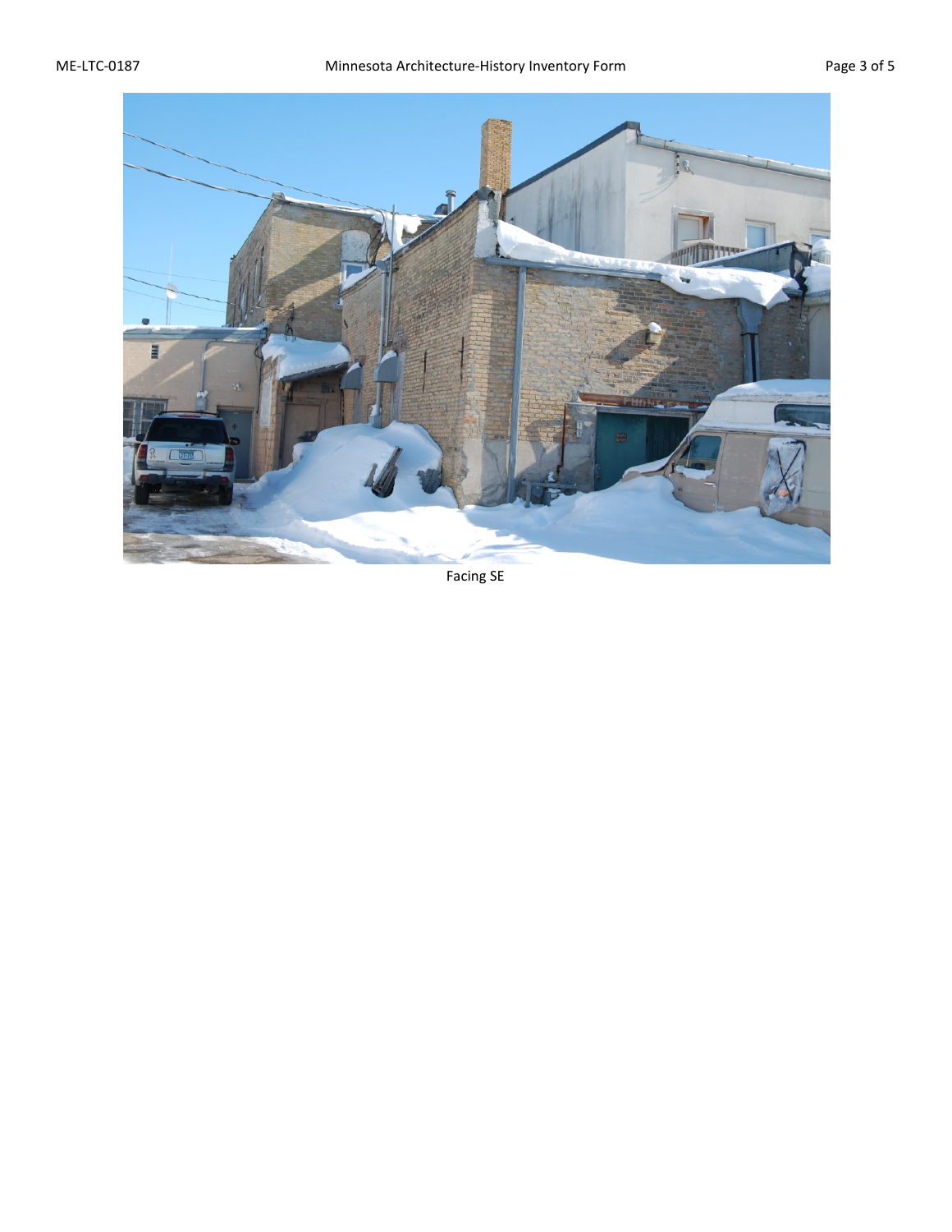Facing SE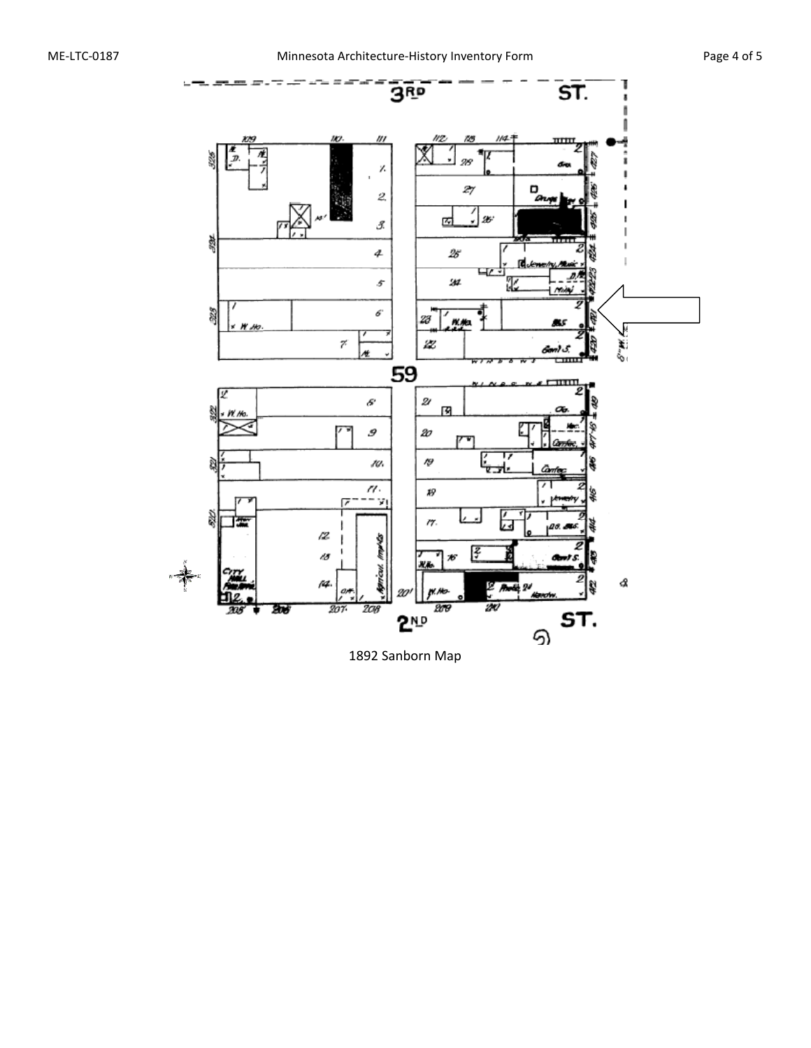1892 Sanborn Map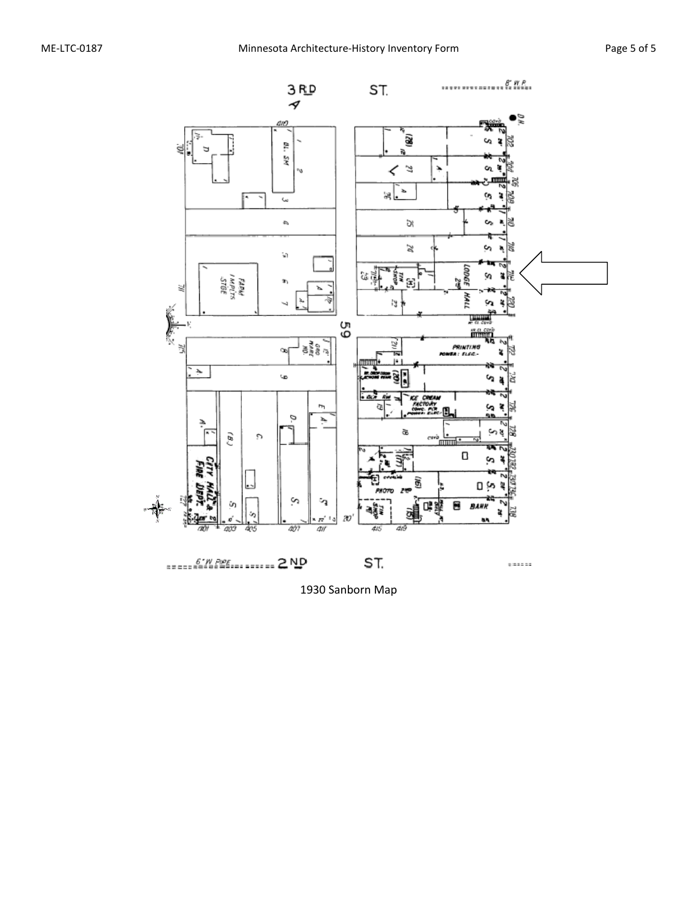3RD ST.

LODGE HALL

PRINTING
POWER: ELEC.

ICE CREAM
FACTORY

FARM
IMPL'TS
STGE

CITY HALL &
FIRE DEPT.

PHOTO 2ND

TIN SHOP

BANK

2ND ST.

1930 Sanborn Map